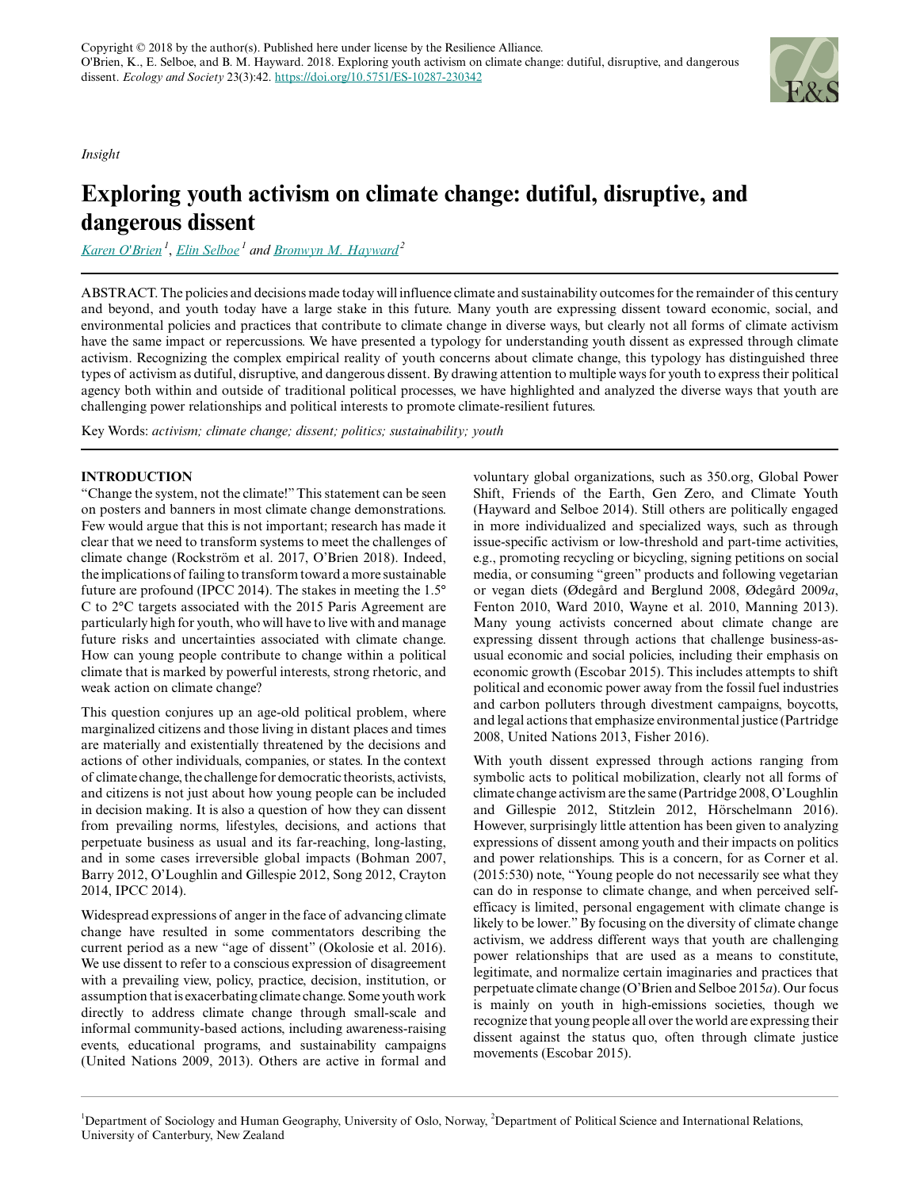Copyright © 2018 by the author(s). Published here under license by the Resilience Alliance.
O'Brien, K., E. Selboe, and B. M. Hayward. 2018. Exploring youth activism on climate change: dutiful, disruptive, and dangerous dissent. *Ecology and Society* 23(3):42. https://doi.org/10.5751/ES-10287-230342

*Insight*

# Exploring youth activism on climate change: dutiful, disruptive, and dangerous dissent

Karen O'Brien [1], Elin Selboe [1] and Bronwyn M. Hayward [2]

ABSTRACT. The policies and decisions made today will influence climate and sustainability outcomes for the remainder of this century and beyond, and youth today have a large stake in this future. Many youth are expressing dissent toward economic, social, and environmental policies and practices that contribute to climate change in diverse ways, but clearly not all forms of climate activism have the same impact or repercussions. We have presented a typology for understanding youth dissent as expressed through climate activism. Recognizing the complex empirical reality of youth concerns about climate change, this typology has distinguished three types of activism as dutiful, disruptive, and dangerous dissent. By drawing attention to multiple ways for youth to express their political agency both within and outside of traditional political processes, we have highlighted and analyzed the diverse ways that youth are challenging power relationships and political interests to promote climate-resilient futures.

Key Words: *activism; climate change; dissent; politics; sustainability; youth*

## INTRODUCTION

"Change the system, not the climate!" This statement can be seen on posters and banners in most climate change demonstrations. Few would argue that this is not important; research has made it clear that we need to transform systems to meet the challenges of climate change (Rockström et al. 2017, O'Brien 2018). Indeed, the implications of failing to transform toward a more sustainable future are profound (IPCC 2014). The stakes in meeting the 1.5° C to 2°C targets associated with the 2015 Paris Agreement are particularly high for youth, who will have to live with and manage future risks and uncertainties associated with climate change. How can young people contribute to change within a political climate that is marked by powerful interests, strong rhetoric, and weak action on climate change?

This question conjures up an age-old political problem, where marginalized citizens and those living in distant places and times are materially and existentially threatened by the decisions and actions of other individuals, companies, or states. In the context of climate change, the challenge for democratic theorists, activists, and citizens is not just about how young people can be included in decision making. It is also a question of how they can dissent from prevailing norms, lifestyles, decisions, and actions that perpetuate business as usual and its far-reaching, long-lasting, and in some cases irreversible global impacts (Bohman 2007, Barry 2012, O'Loughlin and Gillespie 2012, Song 2012, Crayton 2014, IPCC 2014).

Widespread expressions of anger in the face of advancing climate change have resulted in some commentators describing the current period as a new "age of dissent" (Okolosie et al. 2016). We use dissent to refer to a conscious expression of disagreement with a prevailing view, policy, practice, decision, institution, or assumption that is exacerbating climate change. Some youth work directly to address climate change through small-scale and informal community-based actions, including awareness-raising events, educational programs, and sustainability campaigns (United Nations 2009, 2013). Others are active in formal and voluntary global organizations, such as 350.org, Global Power Shift, Friends of the Earth, Gen Zero, and Climate Youth (Hayward and Selboe 2014). Still others are politically engaged in more individualized and specialized ways, such as through issue-specific activism or low-threshold and part-time activities, e.g., promoting recycling or bicycling, signing petitions on social media, or consuming "green" products and following vegetarian or vegan diets (Ødegård and Berglund 2008, Ødegård 2009*a*, Fenton 2010, Ward 2010, Wayne et al. 2010, Manning 2013). Many young activists concerned about climate change are expressing dissent through actions that challenge business-as-usual economic and social policies, including their emphasis on economic growth (Escobar 2015). This includes attempts to shift political and economic power away from the fossil fuel industries and carbon polluters through divestment campaigns, boycotts, and legal actions that emphasize environmental justice (Partridge 2008, United Nations 2013, Fisher 2016).

With youth dissent expressed through actions ranging from symbolic acts to political mobilization, clearly not all forms of climate change activism are the same (Partridge 2008, O'Loughlin and Gillespie 2012, Stitzlein 2012, Hörschelmann 2016). However, surprisingly little attention has been given to analyzing expressions of dissent among youth and their impacts on politics and power relationships. This is a concern, for as Corner et al. (2015:530) note, "Young people do not necessarily see what they can do in response to climate change, and when perceived self-efficacy is limited, personal engagement with climate change is likely to be lower." By focusing on the diversity of climate change activism, we address different ways that youth are challenging power relationships that are used as a means to constitute, legitimate, and normalize certain imaginaries and practices that perpetuate climate change (O'Brien and Selboe 2015*a*). Our focus is mainly on youth in high-emissions societies, though we recognize that young people all over the world are expressing their dissent against the status quo, often through climate justice movements (Escobar 2015).

[1] Department of Sociology and Human Geography, University of Oslo, Norway, [2] Department of Political Science and International Relations, University of Canterbury, New Zealand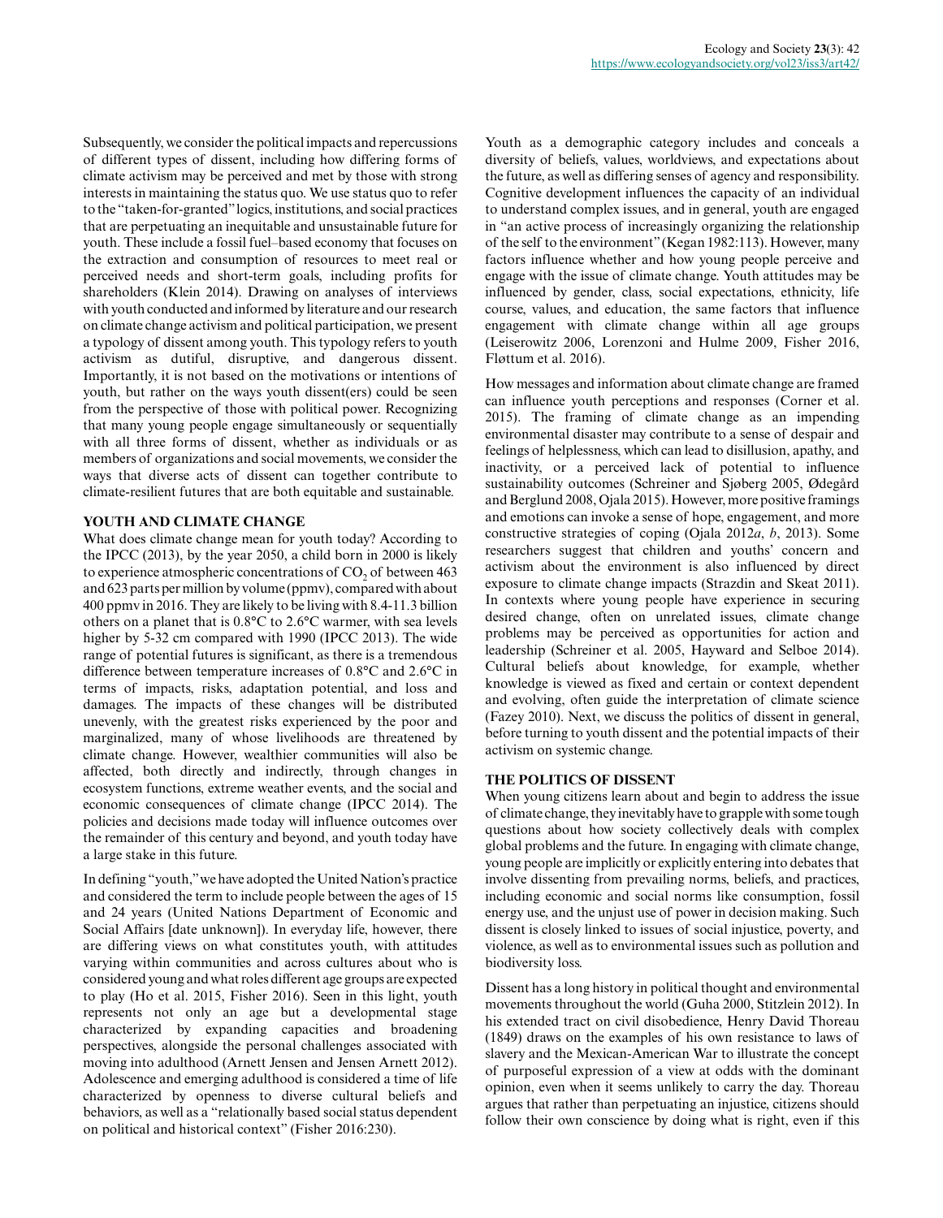Subsequently, we consider the political impacts and repercussions of different types of dissent, including how differing forms of climate activism may be perceived and met by those with strong interests in maintaining the status quo. We use status quo to refer to the "taken-for-granted" logics, institutions, and social practices that are perpetuating an inequitable and unsustainable future for youth. These include a fossil fuel–based economy that focuses on the extraction and consumption of resources to meet real or perceived needs and short-term goals, including profits for shareholders (Klein 2014). Drawing on analyses of interviews with youth conducted and informed by literature and our research on climate change activism and political participation, we present a typology of dissent among youth. This typology refers to youth activism as dutiful, disruptive, and dangerous dissent. Importantly, it is not based on the motivations or intentions of youth, but rather on the ways youth dissent(ers) could be seen from the perspective of those with political power. Recognizing that many young people engage simultaneously or sequentially with all three forms of dissent, whether as individuals or as members of organizations and social movements, we consider the ways that diverse acts of dissent can together contribute to climate-resilient futures that are both equitable and sustainable.

## YOUTH AND CLIMATE CHANGE

What does climate change mean for youth today? According to the IPCC (2013), by the year 2050, a child born in 2000 is likely to experience atmospheric concentrations of $CO_2$ of between 463 and 623 parts per million by volume (ppmv), compared with about 400 ppmv in 2016. They are likely to be living with 8.4-11.3 billion others on a planet that is 0.8°C to 2.6°C warmer, with sea levels higher by 5-32 cm compared with 1990 (IPCC 2013). The wide range of potential futures is significant, as there is a tremendous difference between temperature increases of 0.8°C and 2.6°C in terms of impacts, risks, adaptation potential, and loss and damages. The impacts of these changes will be distributed unevenly, with the greatest risks experienced by the poor and marginalized, many of whose livelihoods are threatened by climate change. However, wealthier communities will also be affected, both directly and indirectly, through changes in ecosystem functions, extreme weather events, and the social and economic consequences of climate change (IPCC 2014). The policies and decisions made today will influence outcomes over the remainder of this century and beyond, and youth today have a large stake in this future.

In defining "youth," we have adopted the United Nation's practice and considered the term to include people between the ages of 15 and 24 years (United Nations Department of Economic and Social Affairs [date unknown]). In everyday life, however, there are differing views on what constitutes youth, with attitudes varying within communities and across cultures about who is considered young and what roles different age groups are expected to play (Ho et al. 2015, Fisher 2016). Seen in this light, youth represents not only an age but a developmental stage characterized by expanding capacities and broadening perspectives, alongside the personal challenges associated with moving into adulthood (Arnett Jensen and Jensen Arnett 2012). Adolescence and emerging adulthood is considered a time of life characterized by openness to diverse cultural beliefs and behaviors, as well as a "relationally based social status dependent on political and historical context" (Fisher 2016:230).

Youth as a demographic category includes and conceals a diversity of beliefs, values, worldviews, and expectations about the future, as well as differing senses of agency and responsibility. Cognitive development influences the capacity of an individual to understand complex issues, and in general, youth are engaged in "an active process of increasingly organizing the relationship of the self to the environment" (Kegan 1982:113). However, many factors influence whether and how young people perceive and engage with the issue of climate change. Youth attitudes may be influenced by gender, class, social expectations, ethnicity, life course, values, and education, the same factors that influence engagement with climate change within all age groups (Leiserowitz 2006, Lorenzoni and Hulme 2009, Fisher 2016, Fløttum et al. 2016).

How messages and information about climate change are framed can influence youth perceptions and responses (Corner et al. 2015). The framing of climate change as an impending environmental disaster may contribute to a sense of despair and feelings of helplessness, which can lead to disillusion, apathy, and inactivity, or a perceived lack of potential to influence sustainability outcomes (Schreiner and Sjøberg 2005, Ødegård and Berglund 2008, Ojala 2015). However, more positive framings and emotions can invoke a sense of hope, engagement, and more constructive strategies of coping (Ojala 2012*a*, *b*, 2013). Some researchers suggest that children and youths' concern and activism about the environment is also influenced by direct exposure to climate change impacts (Strazdin and Skeat 2011). In contexts where young people have experience in securing desired change, often on unrelated issues, climate change problems may be perceived as opportunities for action and leadership (Schreiner et al. 2005, Hayward and Selboe 2014). Cultural beliefs about knowledge, for example, whether knowledge is viewed as fixed and certain or context dependent and evolving, often guide the interpretation of climate science (Fazey 2010). Next, we discuss the politics of dissent in general, before turning to youth dissent and the potential impacts of their activism on systemic change.

## THE POLITICS OF DISSENT

When young citizens learn about and begin to address the issue of climate change, they inevitably have to grapple with some tough questions about how society collectively deals with complex global problems and the future. In engaging with climate change, young people are implicitly or explicitly entering into debates that involve dissenting from prevailing norms, beliefs, and practices, including economic and social norms like consumption, fossil energy use, and the unjust use of power in decision making. Such dissent is closely linked to issues of social injustice, poverty, and violence, as well as to environmental issues such as pollution and biodiversity loss.

Dissent has a long history in political thought and environmental movements throughout the world (Guha 2000, Stitzlein 2012). In his extended tract on civil disobedience, Henry David Thoreau (1849) draws on the examples of his own resistance to laws of slavery and the Mexican-American War to illustrate the concept of purposeful expression of a view at odds with the dominant opinion, even when it seems unlikely to carry the day. Thoreau argues that rather than perpetuating an injustice, citizens should follow their own conscience by doing what is right, even if this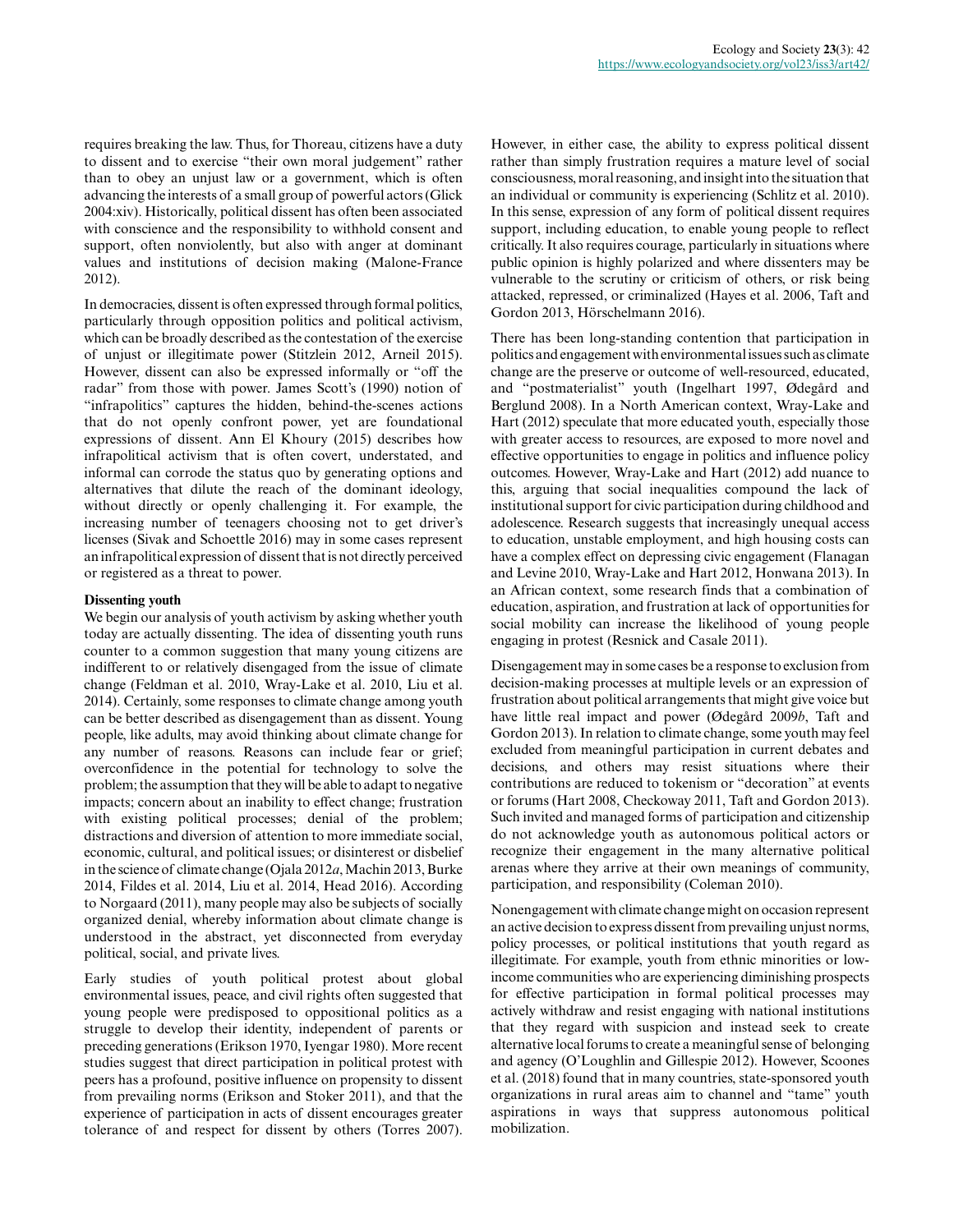requires breaking the law. Thus, for Thoreau, citizens have a duty to dissent and to exercise "their own moral judgement" rather than to obey an unjust law or a government, which is often advancing the interests of a small group of powerful actors (Glick 2004:xiv). Historically, political dissent has often been associated with conscience and the responsibility to withhold consent and support, often nonviolently, but also with anger at dominant values and institutions of decision making (Malone-France 2012).

In democracies, dissent is often expressed through formal politics, particularly through opposition politics and political activism, which can be broadly described as the contestation of the exercise of unjust or illegitimate power (Stitzlein 2012, Arneil 2015). However, dissent can also be expressed informally or "off the radar" from those with power. James Scott's (1990) notion of "infrapolitics" captures the hidden, behind-the-scenes actions that do not openly confront power, yet are foundational expressions of dissent. Ann El Khoury (2015) describes how infrapolitical activism that is often covert, understated, and informal can corrode the status quo by generating options and alternatives that dilute the reach of the dominant ideology, without directly or openly challenging it. For example, the increasing number of teenagers choosing not to get driver's licenses (Sivak and Schoettle 2016) may in some cases represent an infrapolitical expression of dissent that is not directly perceived or registered as a threat to power.

### Dissenting youth

We begin our analysis of youth activism by asking whether youth today are actually dissenting. The idea of dissenting youth runs counter to a common suggestion that many young citizens are indifferent to or relatively disengaged from the issue of climate change (Feldman et al. 2010, Wray-Lake et al. 2010, Liu et al. 2014). Certainly, some responses to climate change among youth can be better described as disengagement than as dissent. Young people, like adults, may avoid thinking about climate change for any number of reasons. Reasons can include fear or grief; overconfidence in the potential for technology to solve the problem; the assumption that they will be able to adapt to negative impacts; concern about an inability to effect change; frustration with existing political processes; denial of the problem; distractions and diversion of attention to more immediate social, economic, cultural, and political issues; or disinterest or disbelief in the science of climate change (Ojala 2012*a*, Machin 2013, Burke 2014, Fildes et al. 2014, Liu et al. 2014, Head 2016). According to Norgaard (2011), many people may also be subjects of socially organized denial, whereby information about climate change is understood in the abstract, yet disconnected from everyday political, social, and private lives.

Early studies of youth political protest about global environmental issues, peace, and civil rights often suggested that young people were predisposed to oppositional politics as a struggle to develop their identity, independent of parents or preceding generations (Erikson 1970, Iyengar 1980). More recent studies suggest that direct participation in political protest with peers has a profound, positive influence on propensity to dissent from prevailing norms (Erikson and Stoker 2011), and that the experience of participation in acts of dissent encourages greater tolerance of and respect for dissent by others (Torres 2007). However, in either case, the ability to express political dissent rather than simply frustration requires a mature level of social consciousness, moral reasoning, and insight into the situation that an individual or community is experiencing (Schlitz et al. 2010). In this sense, expression of any form of political dissent requires support, including education, to enable young people to reflect critically. It also requires courage, particularly in situations where public opinion is highly polarized and where dissenters may be vulnerable to the scrutiny or criticism of others, or risk being attacked, repressed, or criminalized (Hayes et al. 2006, Taft and Gordon 2013, Hörschelmann 2016).

There has been long-standing contention that participation in politics and engagement with environmental issues such as climate change are the preserve or outcome of well-resourced, educated, and "postmaterialist" youth (Ingelhart 1997, Ødegård and Berglund 2008). In a North American context, Wray-Lake and Hart (2012) speculate that more educated youth, especially those with greater access to resources, are exposed to more novel and effective opportunities to engage in politics and influence policy outcomes. However, Wray-Lake and Hart (2012) add nuance to this, arguing that social inequalities compound the lack of institutional support for civic participation during childhood and adolescence. Research suggests that increasingly unequal access to education, unstable employment, and high housing costs can have a complex effect on depressing civic engagement (Flanagan and Levine 2010, Wray-Lake and Hart 2012, Honwana 2013). In an African context, some research finds that a combination of education, aspiration, and frustration at lack of opportunities for social mobility can increase the likelihood of young people engaging in protest (Resnick and Casale 2011).

Disengagement may in some cases be a response to exclusion from decision-making processes at multiple levels or an expression of frustration about political arrangements that might give voice but have little real impact and power (Ødegård 2009*b*, Taft and Gordon 2013). In relation to climate change, some youth may feel excluded from meaningful participation in current debates and decisions, and others may resist situations where their contributions are reduced to tokenism or "decoration" at events or forums (Hart 2008, Checkoway 2011, Taft and Gordon 2013). Such invited and managed forms of participation and citizenship do not acknowledge youth as autonomous political actors or recognize their engagement in the many alternative political arenas where they arrive at their own meanings of community, participation, and responsibility (Coleman 2010).

Nonengagement with climate change might on occasion represent an active decision to express dissent from prevailing unjust norms, policy processes, or political institutions that youth regard as illegitimate. For example, youth from ethnic minorities or low-income communities who are experiencing diminishing prospects for effective participation in formal political processes may actively withdraw and resist engaging with national institutions that they regard with suspicion and instead seek to create alternative local forums to create a meaningful sense of belonging and agency (O'Loughlin and Gillespie 2012). However, Scoones et al. (2018) found that in many countries, state-sponsored youth organizations in rural areas aim to channel and "tame" youth aspirations in ways that suppress autonomous political mobilization.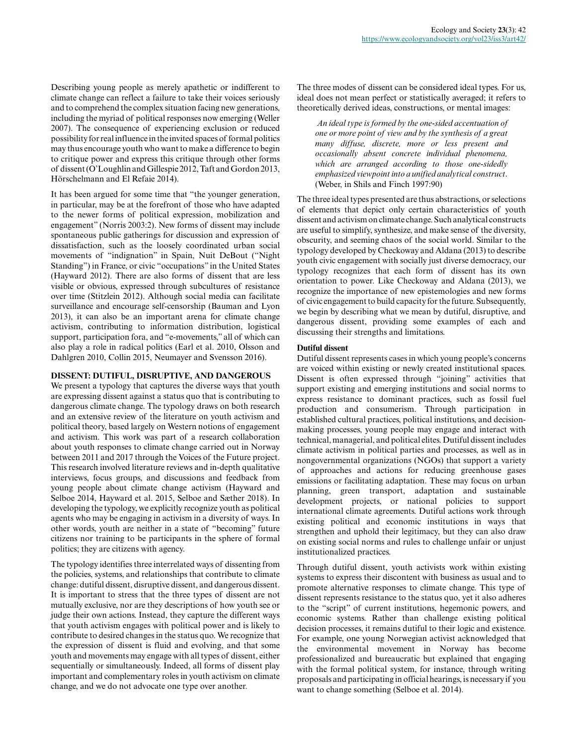Describing young people as merely apathetic or indifferent to climate change can reflect a failure to take their voices seriously and to comprehend the complex situation facing new generations, including the myriad of political responses now emerging (Weller 2007). The consequence of experiencing exclusion or reduced possibility for real influence in the invited spaces of formal politics may thus encourage youth who want to make a difference to begin to critique power and express this critique through other forms of dissent (O'Loughlin and Gillespie 2012, Taft and Gordon 2013, Hörschelmann and El Refaie 2014).

It has been argued for some time that "the younger generation, in particular, may be at the forefront of those who have adapted to the newer forms of political expression, mobilization and engagement" (Norris 2003:2). New forms of dissent may include spontaneous public gatherings for discussion and expression of dissatisfaction, such as the loosely coordinated urban social movements of "indignation" in Spain, Nuit DeBout ("Night Standing") in France, or civic "occupations" in the United States (Hayward 2012). There are also forms of dissent that are less visible or obvious, expressed through subcultures of resistance over time (Stitzlein 2012). Although social media can facilitate surveillance and encourage self-censorship (Bauman and Lyon 2013), it can also be an important arena for climate change activism, contributing to information distribution, logistical support, participation fora, and "e-movements," all of which can also play a role in radical politics (Earl et al. 2010, Olsson and Dahlgren 2010, Collin 2015, Neumayer and Svensson 2016).

## DISSENT: DUTIFUL, DISRUPTIVE, AND DANGEROUS

We present a typology that captures the diverse ways that youth are expressing dissent against a status quo that is contributing to dangerous climate change. The typology draws on both research and an extensive review of the literature on youth activism and political theory, based largely on Western notions of engagement and activism. This work was part of a research collaboration about youth responses to climate change carried out in Norway between 2011 and 2017 through the Voices of the Future project. This research involved literature reviews and in-depth qualitative interviews, focus groups, and discussions and feedback from young people about climate change activism (Hayward and Selboe 2014, Hayward et al. 2015, Selboe and Sæther 2018). In developing the typology, we explicitly recognize youth as political agents who may be engaging in activism in a diversity of ways. In other words, youth are neither in a state of "becoming" future citizens nor training to be participants in the sphere of formal politics; they are citizens with agency.

The typology identifies three interrelated ways of dissenting from the policies, systems, and relationships that contribute to climate change: dutiful dissent, disruptive dissent, and dangerous dissent. It is important to stress that the three types of dissent are not mutually exclusive, nor are they descriptions of how youth see or judge their own actions. Instead, they capture the different ways that youth activism engages with political power and is likely to contribute to desired changes in the status quo. We recognize that the expression of dissent is fluid and evolving, and that some youth and movements may engage with all types of dissent, either sequentially or simultaneously. Indeed, all forms of dissent play important and complementary roles in youth activism on climate change, and we do not advocate one type over another.

The three modes of dissent can be considered ideal types. For us, ideal does not mean perfect or statistically averaged; it refers to theoretically derived ideas, constructions, or mental images:

> *An ideal type is formed by the one-sided accentuation of one or more point of view and by the synthesis of a great many diffuse, discrete, more or less present and occasionally absent concrete individual phenomena, which are arranged according to those one-sidedly emphasized viewpoint into a unified analytical construct*. (Weber, in Shils and Finch 1997:90)

The three ideal types presented are thus abstractions, or selections of elements that depict only certain characteristics of youth dissent and activism on climate change. Such analytical constructs are useful to simplify, synthesize, and make sense of the diversity, obscurity, and seeming chaos of the social world. Similar to the typology developed by Checkoway and Aldana (2013) to describe youth civic engagement with socially just diverse democracy, our typology recognizes that each form of dissent has its own orientation to power. Like Checkoway and Aldana (2013), we recognize the importance of new epistemologies and new forms of civic engagement to build capacity for the future. Subsequently, we begin by describing what we mean by dutiful, disruptive, and dangerous dissent, providing some examples of each and discussing their strengths and limitations.

### Dutiful dissent

Dutiful dissent represents cases in which young people's concerns are voiced within existing or newly created institutional spaces. Dissent is often expressed through "joining" activities that support existing and emerging institutions and social norms to express resistance to dominant practices, such as fossil fuel production and consumerism. Through participation in established cultural practices, political institutions, and decision-making processes, young people may engage and interact with technical, managerial, and political elites. Dutiful dissent includes climate activism in political parties and processes, as well as in nongovernmental organizations (NGOs) that support a variety of approaches and actions for reducing greenhouse gases emissions or facilitating adaptation. These may focus on urban planning, green transport, adaptation and sustainable development projects, or national policies to support international climate agreements. Dutiful actions work through existing political and economic institutions in ways that strengthen and uphold their legitimacy, but they can also draw on existing social norms and rules to challenge unfair or unjust institutionalized practices.

Through dutiful dissent, youth activists work within existing systems to express their discontent with business as usual and to promote alternative responses to climate change. This type of dissent represents resistance to the status quo, yet it also adheres to the "script" of current institutions, hegemonic powers, and economic systems. Rather than challenge existing political decision processes, it remains dutiful to their logic and existence. For example, one young Norwegian activist acknowledged that the environmental movement in Norway has become professionalized and bureaucratic but explained that engaging with the formal political system, for instance, through writing proposals and participating in official hearings, is necessary if you want to change something (Selboe et al. 2014).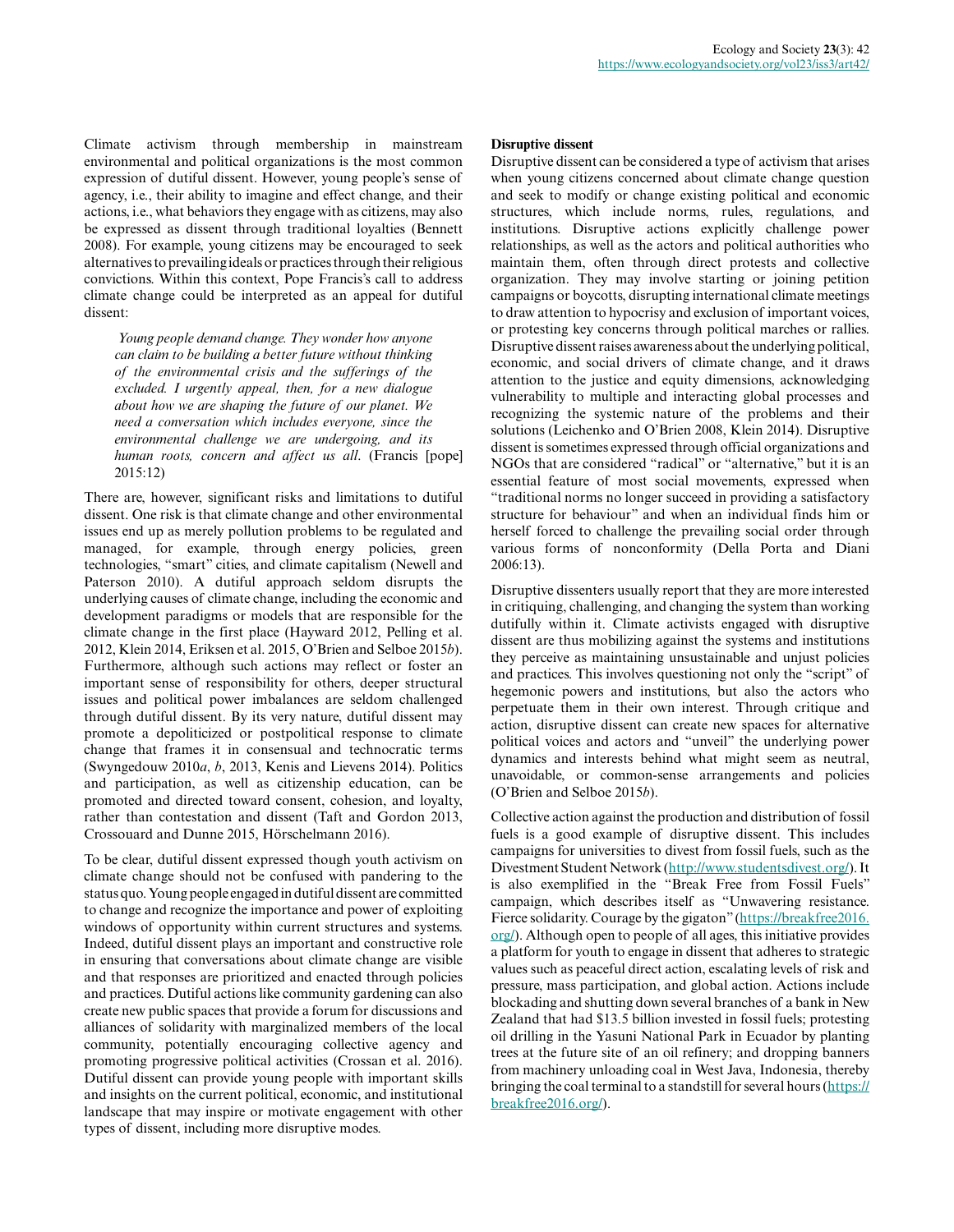Climate activism through membership in mainstream environmental and political organizations is the most common expression of dutiful dissent. However, young people's sense of agency, i.e., their ability to imagine and effect change, and their actions, i.e., what behaviors they engage with as citizens, may also be expressed as dissent through traditional loyalties (Bennett 2008). For example, young citizens may be encouraged to seek alternatives to prevailing ideals or practices through their religious convictions. Within this context, Pope Francis's call to address climate change could be interpreted as an appeal for dutiful dissent:

> *Young people demand change. They wonder how anyone can claim to be building a better future without thinking of the environmental crisis and the sufferings of the excluded. I urgently appeal, then, for a new dialogue about how we are shaping the future of our planet. We need a conversation which includes everyone, since the environmental challenge we are undergoing, and its human roots, concern and affect us all.* (Francis [pope] 2015:12)

There are, however, significant risks and limitations to dutiful dissent. One risk is that climate change and other environmental issues end up as merely pollution problems to be regulated and managed, for example, through energy policies, green technologies, "smart" cities, and climate capitalism (Newell and Paterson 2010). A dutiful approach seldom disrupts the underlying causes of climate change, including the economic and development paradigms or models that are responsible for the climate change in the first place (Hayward 2012, Pelling et al. 2012, Klein 2014, Eriksen et al. 2015, O'Brien and Selboe 2015*b*). Furthermore, although such actions may reflect or foster an important sense of responsibility for others, deeper structural issues and political power imbalances are seldom challenged through dutiful dissent. By its very nature, dutiful dissent may promote a depoliticized or postpolitical response to climate change that frames it in consensual and technocratic terms (Swyngedouw 2010*a*, *b*, 2013, Kenis and Lievens 2014). Politics and participation, as well as citizenship education, can be promoted and directed toward consent, cohesion, and loyalty, rather than contestation and dissent (Taft and Gordon 2013, Crossouard and Dunne 2015, Hörschelmann 2016).

To be clear, dutiful dissent expressed though youth activism on climate change should not be confused with pandering to the status quo. Young people engaged in dutiful dissent are committed to change and recognize the importance and power of exploiting windows of opportunity within current structures and systems. Indeed, dutiful dissent plays an important and constructive role in ensuring that conversations about climate change are visible and that responses are prioritized and enacted through policies and practices. Dutiful actions like community gardening can also create new public spaces that provide a forum for discussions and alliances of solidarity with marginalized members of the local community, potentially encouraging collective agency and promoting progressive political activities (Crossan et al. 2016). Dutiful dissent can provide young people with important skills and insights on the current political, economic, and institutional landscape that may inspire or motivate engagement with other types of dissent, including more disruptive modes.

### Disruptive dissent

Disruptive dissent can be considered a type of activism that arises when young citizens concerned about climate change question and seek to modify or change existing political and economic structures, which include norms, rules, regulations, and institutions. Disruptive actions explicitly challenge power relationships, as well as the actors and political authorities who maintain them, often through direct protests and collective organization. They may involve starting or joining petition campaigns or boycotts, disrupting international climate meetings to draw attention to hypocrisy and exclusion of important voices, or protesting key concerns through political marches or rallies. Disruptive dissent raises awareness about the underlying political, economic, and social drivers of climate change, and it draws attention to the justice and equity dimensions, acknowledging vulnerability to multiple and interacting global processes and recognizing the systemic nature of the problems and their solutions (Leichenko and O'Brien 2008, Klein 2014). Disruptive dissent is sometimes expressed through official organizations and NGOs that are considered "radical" or "alternative," but it is an essential feature of most social movements, expressed when "traditional norms no longer succeed in providing a satisfactory structure for behaviour" and when an individual finds him or herself forced to challenge the prevailing social order through various forms of nonconformity (Della Porta and Diani 2006:13).

Disruptive dissenters usually report that they are more interested in critiquing, challenging, and changing the system than working dutifully within it. Climate activists engaged with disruptive dissent are thus mobilizing against the systems and institutions they perceive as maintaining unsustainable and unjust policies and practices. This involves questioning not only the "script" of hegemonic powers and institutions, but also the actors who perpetuate them in their own interest. Through critique and action, disruptive dissent can create new spaces for alternative political voices and actors and "unveil" the underlying power dynamics and interests behind what might seem as neutral, unavoidable, or common-sense arrangements and policies (O'Brien and Selboe 2015*b*).

Collective action against the production and distribution of fossil fuels is a good example of disruptive dissent. This includes campaigns for universities to divest from fossil fuels, such as the Divestment Student Network (http://www.studentsdivest.org/). It is also exemplified in the "Break Free from Fossil Fuels" campaign, which describes itself as "Unwavering resistance. Fierce solidarity. Courage by the gigaton" (https://breakfree2016.org/). Although open to people of all ages, this initiative provides a platform for youth to engage in dissent that adheres to strategic values such as peaceful direct action, escalating levels of risk and pressure, mass participation, and global action. Actions include blockading and shutting down several branches of a bank in New Zealand that had $13.5 billion invested in fossil fuels; protesting oil drilling in the Yasuni National Park in Ecuador by planting trees at the future site of an oil refinery; and dropping banners from machinery unloading coal in West Java, Indonesia, thereby bringing the coal terminal to a standstill for several hours (https://breakfree2016.org/).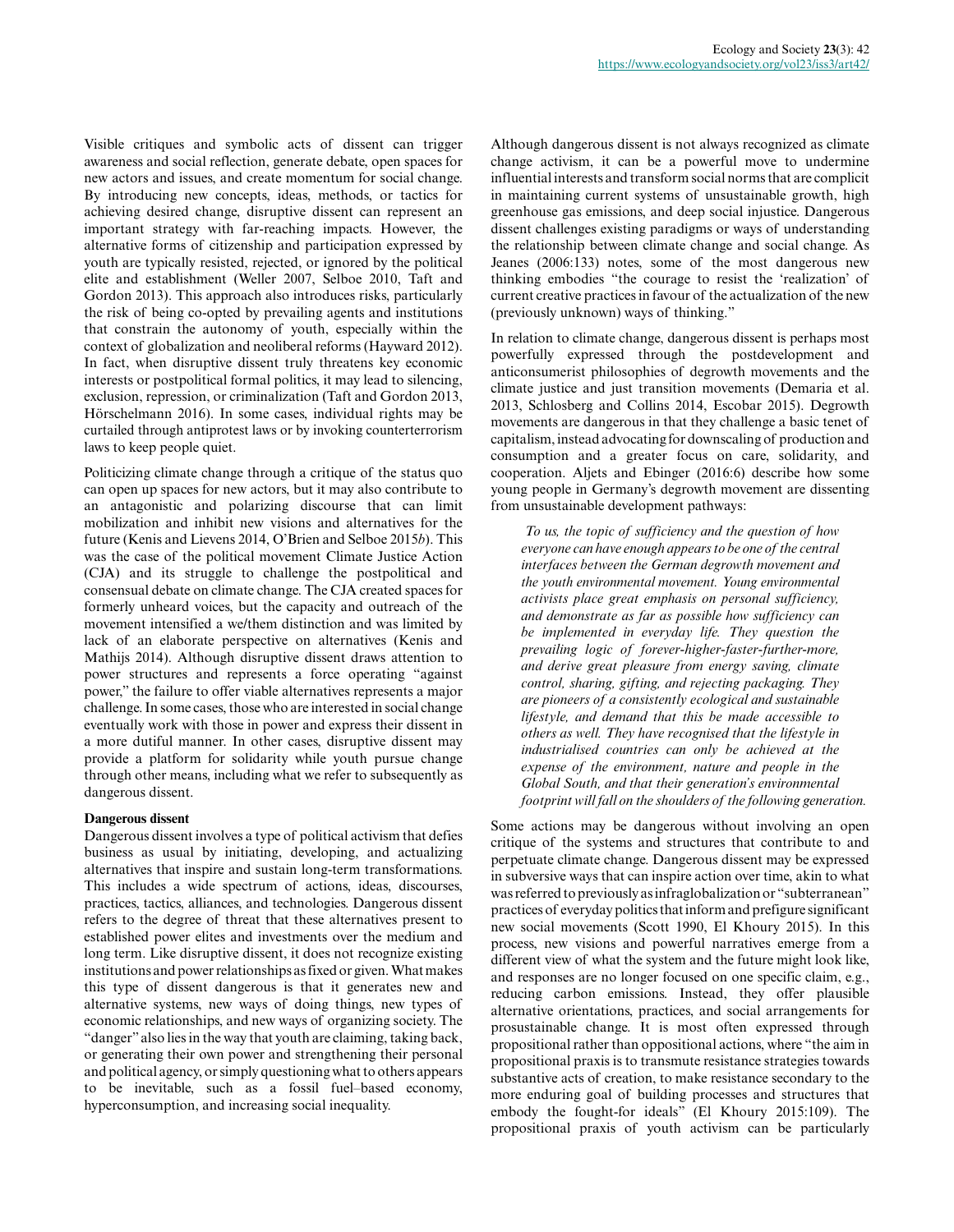Visible critiques and symbolic acts of dissent can trigger awareness and social reflection, generate debate, open spaces for new actors and issues, and create momentum for social change. By introducing new concepts, ideas, methods, or tactics for achieving desired change, disruptive dissent can represent an important strategy with far-reaching impacts. However, the alternative forms of citizenship and participation expressed by youth are typically resisted, rejected, or ignored by the political elite and establishment (Weller 2007, Selboe 2010, Taft and Gordon 2013). This approach also introduces risks, particularly the risk of being co-opted by prevailing agents and institutions that constrain the autonomy of youth, especially within the context of globalization and neoliberal reforms (Hayward 2012). In fact, when disruptive dissent truly threatens key economic interests or postpolitical formal politics, it may lead to silencing, exclusion, repression, or criminalization (Taft and Gordon 2013, Hörschelmann 2016). In some cases, individual rights may be curtailed through antiprotest laws or by invoking counterterrorism laws to keep people quiet.

Politicizing climate change through a critique of the status quo can open up spaces for new actors, but it may also contribute to an antagonistic and polarizing discourse that can limit mobilization and inhibit new visions and alternatives for the future (Kenis and Lievens 2014, O'Brien and Selboe 2015*b*). This was the case of the political movement Climate Justice Action (CJA) and its struggle to challenge the postpolitical and consensual debate on climate change. The CJA created spaces for formerly unheard voices, but the capacity and outreach of the movement intensified a we/them distinction and was limited by lack of an elaborate perspective on alternatives (Kenis and Mathijs 2014). Although disruptive dissent draws attention to power structures and represents a force operating "against power," the failure to offer viable alternatives represents a major challenge. In some cases, those who are interested in social change eventually work with those in power and express their dissent in a more dutiful manner. In other cases, disruptive dissent may provide a platform for solidarity while youth pursue change through other means, including what we refer to subsequently as dangerous dissent.

**Dangerous dissent**

Dangerous dissent involves a type of political activism that defies business as usual by initiating, developing, and actualizing alternatives that inspire and sustain long-term transformations. This includes a wide spectrum of actions, ideas, discourses, practices, tactics, alliances, and technologies. Dangerous dissent refers to the degree of threat that these alternatives present to established power elites and investments over the medium and long term. Like disruptive dissent, it does not recognize existing institutions and power relationships as fixed or given. What makes this type of dissent dangerous is that it generates new and alternative systems, new ways of doing things, new types of economic relationships, and new ways of organizing society. The "danger" also lies in the way that youth are claiming, taking back, or generating their own power and strengthening their personal and political agency, or simply questioning what to others appears to be inevitable, such as a fossil fuel–based economy, hyperconsumption, and increasing social inequality.

Although dangerous dissent is not always recognized as climate change activism, it can be a powerful move to undermine influential interests and transform social norms that are complicit in maintaining current systems of unsustainable growth, high greenhouse gas emissions, and deep social injustice. Dangerous dissent challenges existing paradigms or ways of understanding the relationship between climate change and social change. As Jeanes (2006:133) notes, some of the most dangerous new thinking embodies "the courage to resist the 'realization' of current creative practices in favour of the actualization of the new (previously unknown) ways of thinking."

In relation to climate change, dangerous dissent is perhaps most powerfully expressed through the postdevelopment and anticonsumerist philosophies of degrowth movements and the climate justice and just transition movements (Demaria et al. 2013, Schlosberg and Collins 2014, Escobar 2015). Degrowth movements are dangerous in that they challenge a basic tenet of capitalism, instead advocating for downscaling of production and consumption and a greater focus on care, solidarity, and cooperation. Aljets and Ebinger (2016:6) describe how some young people in Germany's degrowth movement are dissenting from unsustainable development pathways:

> *To us, the topic of sufficiency and the question of how everyone can have enough appears to be one of the central interfaces between the German degrowth movement and the youth environmental movement. Young environmental activists place great emphasis on personal sufficiency, and demonstrate as far as possible how sufficiency can be implemented in everyday life. They question the prevailing logic of forever-higher-faster-further-more, and derive great pleasure from energy saving, climate control, sharing, gifting, and rejecting packaging. They are pioneers of a consistently ecological and sustainable lifestyle, and demand that this be made accessible to others as well. They have recognised that the lifestyle in industrialised countries can only be achieved at the expense of the environment, nature and people in the Global South, and that their generation's environmental footprint will fall on the shoulders of the following generation.*

Some actions may be dangerous without involving an open critique of the systems and structures that contribute to and perpetuate climate change. Dangerous dissent may be expressed in subversive ways that can inspire action over time, akin to what was referred to previously as infraglobalization or "subterranean" practices of everyday politics that inform and prefigure significant new social movements (Scott 1990, El Khoury 2015). In this process, new visions and powerful narratives emerge from a different view of what the system and the future might look like, and responses are no longer focused on one specific claim, e.g., reducing carbon emissions. Instead, they offer plausible alternative orientations, practices, and social arrangements for prosustainable change. It is most often expressed through propositional rather than oppositional actions, where "the aim in propositional praxis is to transmute resistance strategies towards substantive acts of creation, to make resistance secondary to the more enduring goal of building processes and structures that embody the fought-for ideals" (El Khoury 2015:109). The propositional praxis of youth activism can be particularly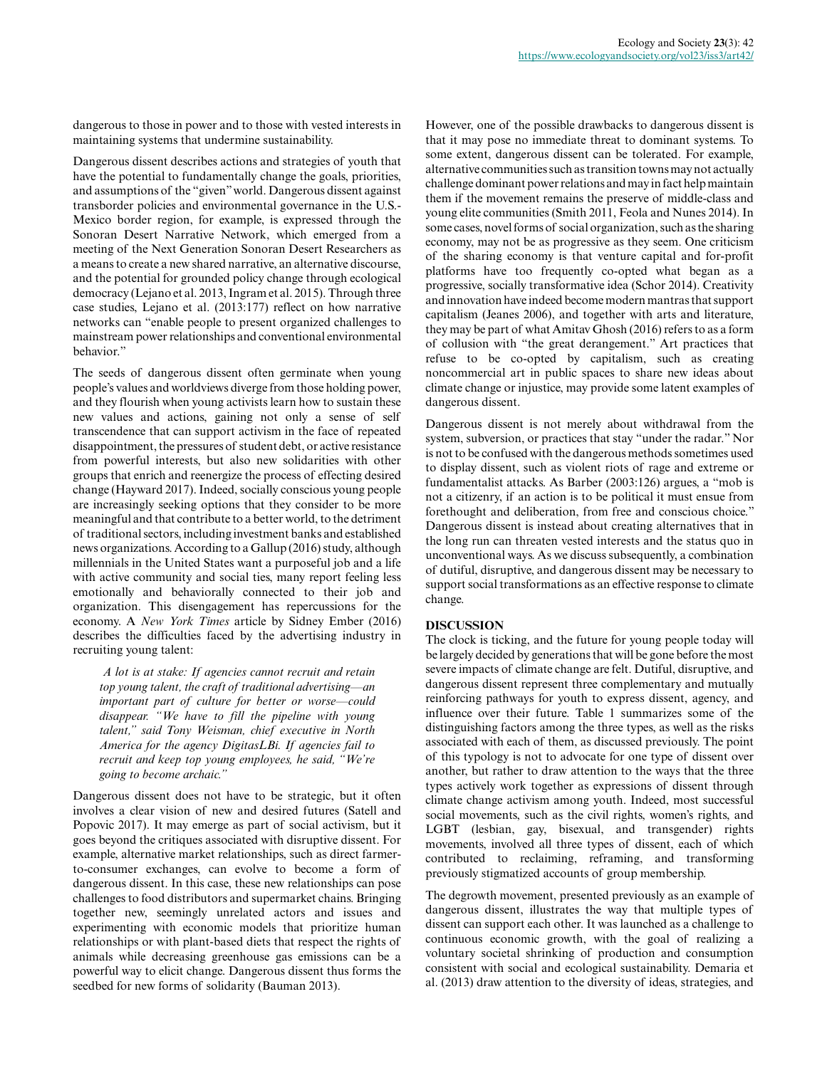dangerous to those in power and to those with vested interests in maintaining systems that undermine sustainability.

Dangerous dissent describes actions and strategies of youth that have the potential to fundamentally change the goals, priorities, and assumptions of the "given" world. Dangerous dissent against transborder policies and environmental governance in the U.S.-Mexico border region, for example, is expressed through the Sonoran Desert Narrative Network, which emerged from a meeting of the Next Generation Sonoran Desert Researchers as a means to create a new shared narrative, an alternative discourse, and the potential for grounded policy change through ecological democracy (Lejano et al. 2013, Ingram et al. 2015). Through three case studies, Lejano et al. (2013:177) reflect on how narrative networks can "enable people to present organized challenges to mainstream power relationships and conventional environmental behavior."

The seeds of dangerous dissent often germinate when young people's values and worldviews diverge from those holding power, and they flourish when young activists learn how to sustain these new values and actions, gaining not only a sense of self transcendence that can support activism in the face of repeated disappointment, the pressures of student debt, or active resistance from powerful interests, but also new solidarities with other groups that enrich and reenergize the process of effecting desired change (Hayward 2017). Indeed, socially conscious young people are increasingly seeking options that they consider to be more meaningful and that contribute to a better world, to the detriment of traditional sectors, including investment banks and established news organizations. According to a Gallup (2016) study, although millennials in the United States want a purposeful job and a life with active community and social ties, many report feeling less emotionally and behaviorally connected to their job and organization. This disengagement has repercussions for the economy. A *New York Times* article by Sidney Ember (2016) describes the difficulties faced by the advertising industry in recruiting young talent:

> *A lot is at stake: If agencies cannot recruit and retain top young talent, the craft of traditional advertising—an important part of culture for better or worse—could disappear. "We have to fill the pipeline with young talent," said Tony Weisman, chief executive in North America for the agency DigitasLBi. If agencies fail to recruit and keep top young employees, he said, "We're going to become archaic."*

Dangerous dissent does not have to be strategic, but it often involves a clear vision of new and desired futures (Satell and Popovic 2017). It may emerge as part of social activism, but it goes beyond the critiques associated with disruptive dissent. For example, alternative market relationships, such as direct farmer-to-consumer exchanges, can evolve to become a form of dangerous dissent. In this case, these new relationships can pose challenges to food distributors and supermarket chains. Bringing together new, seemingly unrelated actors and issues and experimenting with economic models that prioritize human relationships or with plant-based diets that respect the rights of animals while decreasing greenhouse gas emissions can be a powerful way to elicit change. Dangerous dissent thus forms the seedbed for new forms of solidarity (Bauman 2013).

However, one of the possible drawbacks to dangerous dissent is that it may pose no immediate threat to dominant systems. To some extent, dangerous dissent can be tolerated. For example, alternative communities such as transition towns may not actually challenge dominant power relations and may in fact help maintain them if the movement remains the preserve of middle-class and young elite communities (Smith 2011, Feola and Nunes 2014). In some cases, novel forms of social organization, such as the sharing economy, may not be as progressive as they seem. One criticism of the sharing economy is that venture capital and for-profit platforms have too frequently co-opted what began as a progressive, socially transformative idea (Schor 2014). Creativity and innovation have indeed become modern mantras that support capitalism (Jeanes 2006), and together with arts and literature, they may be part of what Amitav Ghosh (2016) refers to as a form of collusion with "the great derangement." Art practices that refuse to be co-opted by capitalism, such as creating noncommercial art in public spaces to share new ideas about climate change or injustice, may provide some latent examples of dangerous dissent.

Dangerous dissent is not merely about withdrawal from the system, subversion, or practices that stay "under the radar." Nor is not to be confused with the dangerous methods sometimes used to display dissent, such as violent riots of rage and extreme or fundamentalist attacks. As Barber (2003:126) argues, a "mob is not a citizenry, if an action is to be political it must ensue from forethought and deliberation, from free and conscious choice." Dangerous dissent is instead about creating alternatives that in the long run can threaten vested interests and the status quo in unconventional ways. As we discuss subsequently, a combination of dutiful, disruptive, and dangerous dissent may be necessary to support social transformations as an effective response to climate change.

## DISCUSSION

The clock is ticking, and the future for young people today will be largely decided by generations that will be gone before the most severe impacts of climate change are felt. Dutiful, disruptive, and dangerous dissent represent three complementary and mutually reinforcing pathways for youth to express dissent, agency, and influence over their future. Table 1 summarizes some of the distinguishing factors among the three types, as well as the risks associated with each of them, as discussed previously. The point of this typology is not to advocate for one type of dissent over another, but rather to draw attention to the ways that the three types actively work together as expressions of dissent through climate change activism among youth. Indeed, most successful social movements, such as the civil rights, women's rights, and LGBT (lesbian, gay, bisexual, and transgender) rights movements, involved all three types of dissent, each of which contributed to reclaiming, reframing, and transforming previously stigmatized accounts of group membership.

The degrowth movement, presented previously as an example of dangerous dissent, illustrates the way that multiple types of dissent can support each other. It was launched as a challenge to continuous economic growth, with the goal of realizing a voluntary societal shrinking of production and consumption consistent with social and ecological sustainability. Demaria et al. (2013) draw attention to the diversity of ideas, strategies, and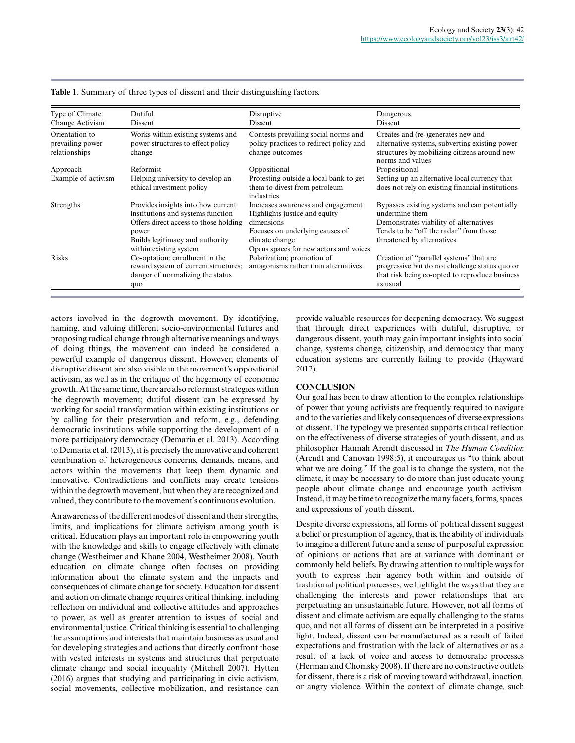**Table 1**. Summary of three types of dissent and their distinguishing factors.

| Type of Climate Change Activism | Dutiful Dissent | Disruptive Dissent | Dangerous Dissent |
|---|---|---|---|
| Orientation to prevailing power relationships | Works within existing systems and power structures to effect policy change | Contests prevailing social norms and policy practices to redirect policy and change outcomes | Creates and (re-)generates new and alternative systems, subverting existing power structures by mobilizing citizens around new norms and values |
| Approach | Reformist | Oppositional | Propositional |
| Example of activism | Helping university to develop an ethical investment policy | Protesting outside a local bank to get them to divest from petroleum industries | Setting up an alternative local currency that does not rely on existing financial institutions |
| Strengths | Provides insights into how current institutions and systems function<br>Offers direct access to those holding power<br>Builds legitimacy and authority within existing system | Increases awareness and engagement<br>Highlights justice and equity dimensions<br>Focuses on underlying causes of climate change<br>Opens spaces for new actors and voices | Bypasses existing systems and can potentially undermine them<br>Demonstrates viability of alternatives<br>Tends to be "off the radar" from those threatened by alternatives |
| Risks | Co-optation; enrollment in the reward system of current structures; danger of normalizing the status quo | Polarization; promotion of antagonisms rather than alternatives | Creation of "parallel systems" that are progressive but do not challenge status quo or that risk being co-opted to reproduce business as usual |

actors involved in the degrowth movement. By identifying, naming, and valuing different socio-environmental futures and proposing radical change through alternative meanings and ways of doing things, the movement can indeed be considered a powerful example of dangerous dissent. However, elements of disruptive dissent are also visible in the movement's oppositional activism, as well as in the critique of the hegemony of economic growth. At the same time, there are also reformist strategies within the degrowth movement; dutiful dissent can be expressed by working for social transformation within existing institutions or by calling for their preservation and reform, e.g., defending democratic institutions while supporting the development of a more participatory democracy (Demaria et al. 2013). According to Demaria et al. (2013), it is precisely the innovative and coherent combination of heterogeneous concerns, demands, means, and actors within the movements that keep them dynamic and innovative. Contradictions and conflicts may create tensions within the degrowth movement, but when they are recognized and valued, they contribute to the movement's continuous evolution.

An awareness of the different modes of dissent and their strengths, limits, and implications for climate activism among youth is critical. Education plays an important role in empowering youth with the knowledge and skills to engage effectively with climate change (Westheimer and Khane 2004, Westheimer 2008). Youth education on climate change often focuses on providing information about the climate system and the impacts and consequences of climate change for society. Education for dissent and action on climate change requires critical thinking, including reflection on individual and collective attitudes and approaches to power, as well as greater attention to issues of social and environmental justice. Critical thinking is essential to challenging the assumptions and interests that maintain business as usual and for developing strategies and actions that directly confront those with vested interests in systems and structures that perpetuate climate change and social inequality (Mitchell 2007). Hytten (2016) argues that studying and participating in civic activism, social movements, collective mobilization, and resistance can provide valuable resources for deepening democracy. We suggest that through direct experiences with dutiful, disruptive, or dangerous dissent, youth may gain important insights into social change, systems change, citizenship, and democracy that many education systems are currently failing to provide (Hayward 2012).

## CONCLUSION

Our goal has been to draw attention to the complex relationships of power that young activists are frequently required to navigate and to the varieties and likely consequences of diverse expressions of dissent. The typology we presented supports critical reflection on the effectiveness of diverse strategies of youth dissent, and as philosopher Hannah Arendt discussed in *The Human Condition* (Arendt and Canovan 1998:5), it encourages us "to think about what we are doing." If the goal is to change the system, not the climate, it may be necessary to do more than just educate young people about climate change and encourage youth activism. Instead, it may be time to recognize the many facets, forms, spaces, and expressions of youth dissent.

Despite diverse expressions, all forms of political dissent suggest a belief or presumption of agency, that is, the ability of individuals to imagine a different future and a sense of purposeful expression of opinions or actions that are at variance with dominant or commonly held beliefs. By drawing attention to multiple ways for youth to express their agency both within and outside of traditional political processes, we highlight the ways that they are challenging the interests and power relationships that are perpetuating an unsustainable future. However, not all forms of dissent and climate activism are equally challenging to the status quo, and not all forms of dissent can be interpreted in a positive light. Indeed, dissent can be manufactured as a result of failed expectations and frustration with the lack of alternatives or as a result of a lack of voice and access to democratic processes (Herman and Chomsky 2008). If there are no constructive outlets for dissent, there is a risk of moving toward withdrawal, inaction, or angry violence. Within the context of climate change, such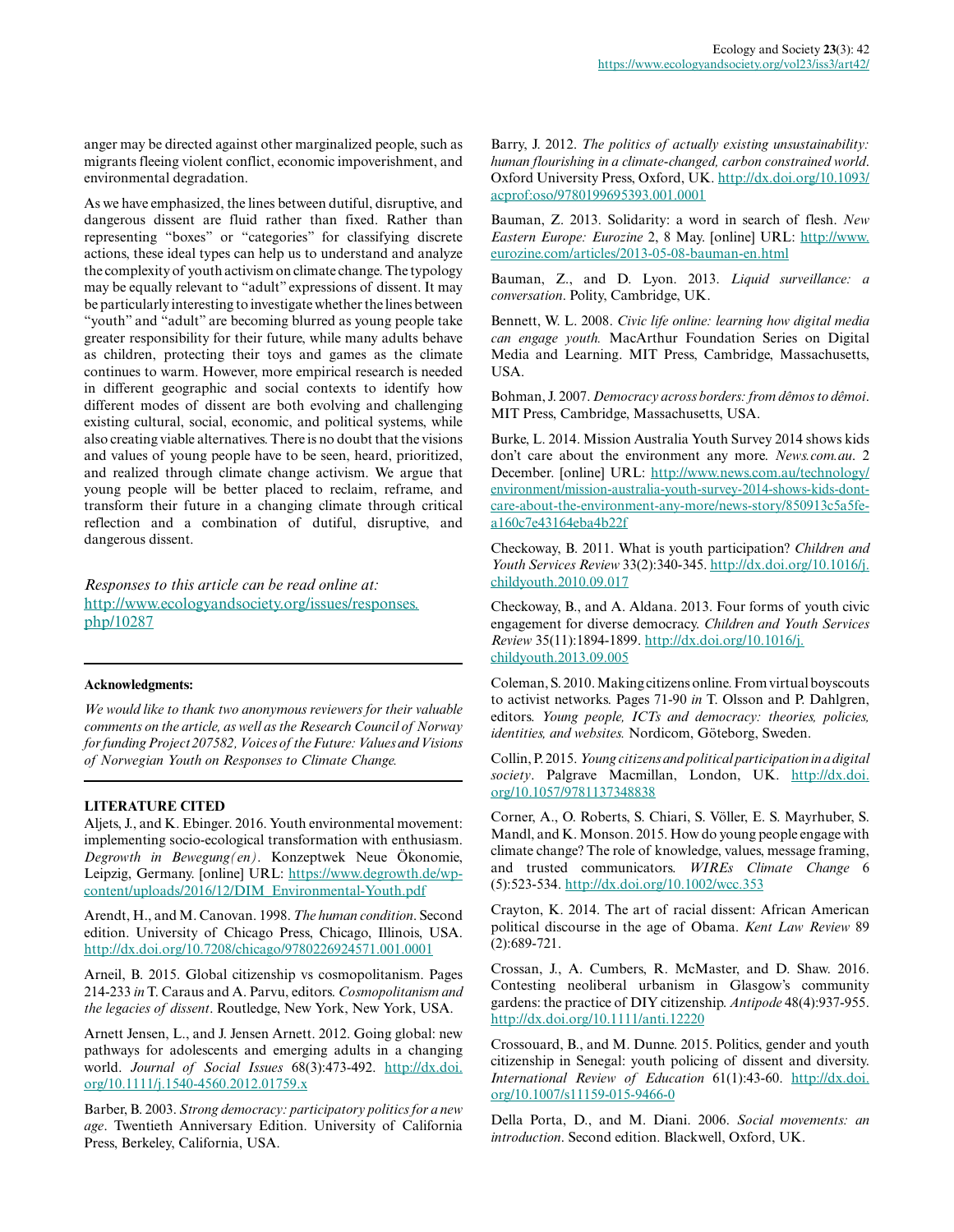anger may be directed against other marginalized people, such as migrants fleeing violent conflict, economic impoverishment, and environmental degradation.

As we have emphasized, the lines between dutiful, disruptive, and dangerous dissent are fluid rather than fixed. Rather than representing "boxes" or "categories" for classifying discrete actions, these ideal types can help us to understand and analyze the complexity of youth activism on climate change. The typology may be equally relevant to "adult" expressions of dissent. It may be particularly interesting to investigate whether the lines between "youth" and "adult" are becoming blurred as young people take greater responsibility for their future, while many adults behave as children, protecting their toys and games as the climate continues to warm. However, more empirical research is needed in different geographic and social contexts to identify how different modes of dissent are both evolving and challenging existing cultural, social, economic, and political systems, while also creating viable alternatives. There is no doubt that the visions and values of young people have to be seen, heard, prioritized, and realized through climate change activism. We argue that young people will be better placed to reclaim, reframe, and transform their future in a changing climate through critical reflection and a combination of dutiful, disruptive, and dangerous dissent.

*Responses to this article can be read online at:*
http://www.ecologyandsociety.org/issues/responses.php/10287

---

**Acknowledgments:**

*We would like to thank two anonymous reviewers for their valuable comments on the article, as well as the Research Council of Norway for funding Project 207582, Voices of the Future: Values and Visions of Norwegian Youth on Responses to Climate Change.*

---

## LITERATURE CITED

Aljets, J., and K. Ebinger. 2016. Youth environmental movement: implementing socio-ecological transformation with enthusiasm. *Degrowth in Bewegung(en)*. Konzeptwek Neue Ökonomie, Leipzig, Germany. [online] URL: https://www.degrowth.de/wp-content/uploads/2016/12/DIM_Environmental-Youth.pdf

Arendt, H., and M. Canovan. 1998. *The human condition*. Second edition. University of Chicago Press, Chicago, Illinois, USA. http://dx.doi.org/10.7208/chicago/9780226924571.001.0001

Arneil, B. 2015. Global citizenship vs cosmopolitanism. Pages 214-233 *in* T. Caraus and A. Parvu, editors. *Cosmopolitanism and the legacies of dissent*. Routledge, New York, New York, USA.

Arnett Jensen, L., and J. Jensen Arnett. 2012. Going global: new pathways for adolescents and emerging adults in a changing world. *Journal of Social Issues* 68(3):473-492. http://dx.doi.org/10.1111/j.1540-4560.2012.01759.x

Barber, B. 2003. *Strong democracy: participatory politics for a new age*. Twentieth Anniversary Edition. University of California Press, Berkeley, California, USA.

Barry, J. 2012. *The politics of actually existing unsustainability: human flourishing in a climate-changed, carbon constrained world*. Oxford University Press, Oxford, UK. http://dx.doi.org/10.1093/acprof:oso/9780199695393.001.0001

Bauman, Z. 2013. Solidarity: a word in search of flesh. *New Eastern Europe: Eurozine* 2, 8 May. [online] URL: http://www.eurozine.com/articles/2013-05-08-bauman-en.html

Bauman, Z., and D. Lyon. 2013. *Liquid surveillance: a conversation*. Polity, Cambridge, UK.

Bennett, W. L. 2008. *Civic life online: learning how digital media can engage youth.* MacArthur Foundation Series on Digital Media and Learning. MIT Press, Cambridge, Massachusetts, USA.

Bohman, J. 2007. *Democracy across borders: from dêmos to dêmoi*. MIT Press, Cambridge, Massachusetts, USA.

Burke, L. 2014. Mission Australia Youth Survey 2014 shows kids don't care about the environment any more. *News.com.au*. 2 December. [online] URL: http://www.news.com.au/technology/environment/mission-australia-youth-survey-2014-shows-kids-dont-care-about-the-environment-any-more/news-story/850913c5a5fea160c7e43164eba4b22f

Checkoway, B. 2011. What is youth participation? *Children and Youth Services Review* 33(2):340-345. http://dx.doi.org/10.1016/j.childyouth.2010.09.017

Checkoway, B., and A. Aldana. 2013. Four forms of youth civic engagement for diverse democracy. *Children and Youth Services Review* 35(11):1894-1899. http://dx.doi.org/10.1016/j.childyouth.2013.09.005

Coleman, S. 2010. Making citizens online. From virtual boyscouts to activist networks. Pages 71-90 *in* T. Olsson and P. Dahlgren, editors. *Young people, ICTs and democracy: theories, policies, identities, and websites.* Nordicom, Göteborg, Sweden.

Collin, P. 2015. *Young citizens and political participation in a digital society*. Palgrave Macmillan, London, UK. http://dx.doi.org/10.1057/9781137348838

Corner, A., O. Roberts, S. Chiari, S. Völler, E. S. Mayrhuber, S. Mandl, and K. Monson. 2015. How do young people engage with climate change? The role of knowledge, values, message framing, and trusted communicators. *WIREs Climate Change* 6 (5):523-534. http://dx.doi.org/10.1002/wcc.353

Crayton, K. 2014. The art of racial dissent: African American political discourse in the age of Obama. *Kent Law Review* 89 (2):689-721.

Crossan, J., A. Cumbers, R. McMaster, and D. Shaw. 2016. Contesting neoliberal urbanism in Glasgow's community gardens: the practice of DIY citizenship. *Antipode* 48(4):937-955. http://dx.doi.org/10.1111/anti.12220

Crossouard, B., and M. Dunne. 2015. Politics, gender and youth citizenship in Senegal: youth policing of dissent and diversity. *International Review of Education* 61(1):43-60. http://dx.doi.org/10.1007/s11159-015-9466-0

Della Porta, D., and M. Diani. 2006. *Social movements: an introduction*. Second edition. Blackwell, Oxford, UK.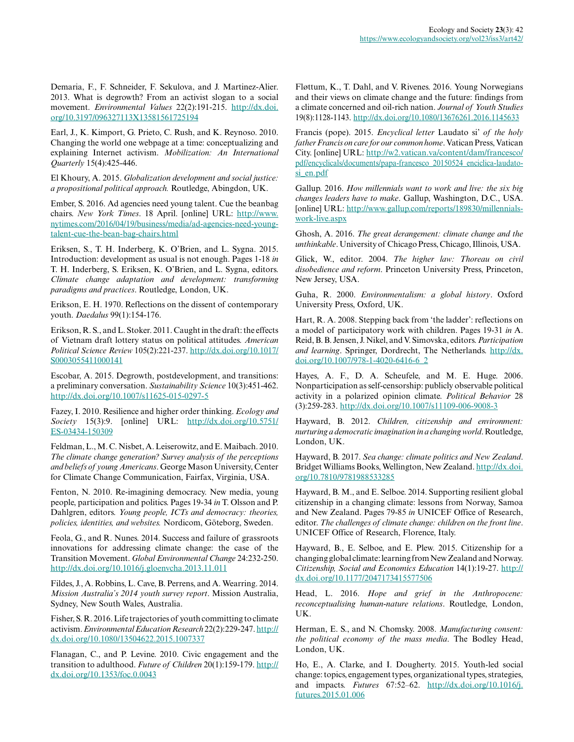Demaria, F., F. Schneider, F. Sekulova, and J. Martinez-Alier. 2013. What is degrowth? From an activist slogan to a social movement. *Environmental Values* 22(2):191-215. http://dx.doi.org/10.3197/096327113X13581561725194

Earl, J., K. Kimport, G. Prieto, C. Rush, and K. Reynoso. 2010. Changing the world one webpage at a time: conceptualizing and explaining Internet activism. *Mobilization: An International Quarterly* 15(4):425-446.

El Khoury, A. 2015. *Globalization development and social justice: a propositional political approach.* Routledge, Abingdon, UK.

Ember, S. 2016. Ad agencies need young talent. Cue the beanbag chairs. *New York Times*. 18 April. [online] URL: http://www.nytimes.com/2016/04/19/business/media/ad-agencies-need-young-talent-cue-the-bean-bag-chairs.html

Eriksen, S., T. H. Inderberg, K. O'Brien, and L. Sygna. 2015. Introduction: development as usual is not enough. Pages 1-18 *in* T. H. Inderberg, S. Eriksen, K. O'Brien, and L. Sygna, editors. *Climate change adaptation and development: transforming paradigms and practices*. Routledge, London, UK.

Erikson, E. H. 1970. Reflections on the dissent of contemporary youth. *Daedalus* 99(1):154-176.

Erikson, R. S., and L. Stoker. 2011. Caught in the draft: the effects of Vietnam draft lottery status on political attitudes. *American Political Science Review* 105(2):221-237. http://dx.doi.org/10.1017/S0003055411000141

Escobar, A. 2015. Degrowth, postdevelopment, and transitions: a preliminary conversation. *Sustainability Science* 10(3):451-462. http://dx.doi.org/10.1007/s11625-015-0297-5

Fazey, I. 2010. Resilience and higher order thinking. *Ecology and Society* 15(3):9. [online] URL: http://dx.doi.org/10.5751/ES-03434-150309

Feldman, L., M. C. Nisbet, A. Leiserowitz, and E. Maibach. 2010. *The climate change generation? Survey analysis of the perceptions and beliefs of young Americans*. George Mason University, Center for Climate Change Communication, Fairfax, Virginia, USA.

Fenton, N. 2010. Re-imagining democracy. New media, young people, participation and politics. Pages 19-34 *in* T. Olsson and P. Dahlgren, editors. *Young people, ICTs and democracy: theories, policies, identities, and websites.* Nordicom, Göteborg, Sweden.

Feola, G., and R. Nunes. 2014. Success and failure of grassroots innovations for addressing climate change: the case of the Transition Movement. *Global Environmental Change* 24:232-250. http://dx.doi.org/10.1016/j.gloenvcha.2013.11.011

Fildes, J., A. Robbins, L. Cave, B. Perrens, and A. Wearring. 2014. *Mission Australia's 2014 youth survey report*. Mission Australia, Sydney, New South Wales, Australia.

Fisher, S. R. 2016. Life trajectories of youth committing to climate activism. *Environmental Education Research* 22(2):229-247. http://dx.doi.org/10.1080/13504622.2015.1007337

Flanagan, C., and P. Levine. 2010. Civic engagement and the transition to adulthood. *Future of Children* 20(1):159-179. http://dx.doi.org/10.1353/foc.0.0043

Fløttum, K., T. Dahl, and V. Rivenes. 2016. Young Norwegians and their views on climate change and the future: findings from a climate concerned and oil-rich nation. *Journal of Youth Studies* 19(8):1128-1143. http://dx.doi.org/10.1080/13676261.2016.1145633

Francis (pope). 2015. *Encyclical letter* Laudato si' *of the holy father Francis on care for our common home*. Vatican Press, Vatican City. [online] URL: http://w2.vatican.va/content/dam/francesco/pdf/encyclicals/documents/papa-francesco_20150524_enciclica-laudato-si_en.pdf

Gallup. 2016. *How millennials want to work and live: the six big changes leaders have to make*. Gallup, Washington, D.C., USA. [online] URL: http://www.gallup.com/reports/189830/millennials-work-live.aspx

Ghosh, A. 2016. *The great derangement: climate change and the unthinkable*. University of Chicago Press, Chicago, Illinois, USA.

Glick, W., editor. 2004. *The higher law: Thoreau on civil disobedience and reform*. Princeton University Press, Princeton, New Jersey, USA.

Guha, R. 2000. *Environmentalism: a global history*. Oxford University Press, Oxford, UK.

Hart, R. A. 2008. Stepping back from 'the ladder': reflections on a model of participatory work with children. Pages 19-31 *in* A. Reid, B. B. Jensen, J. Nikel, and V. Simovska, editors. *Participation and learning*. Springer, Dordrecht, The Netherlands. http://dx.doi.org/10.1007/978-1-4020-6416-6_2

Hayes, A. F., D. A. Scheufele, and M. E. Huge. 2006. Nonparticipation as self-censorship: publicly observable political activity in a polarized opinion climate. *Political Behavior* 28 (3):259-283. http://dx.doi.org/10.1007/s11109-006-9008-3

Hayward, B. 2012. *Children, citizenship and environment: nurturing a democratic imagination in a changing world*. Routledge, London, UK.

Hayward, B. 2017. *Sea change: climate politics and New Zealand*. Bridget Williams Books, Wellington, New Zealand. http://dx.doi.org/10.7810/9781988533285

Hayward, B. M., and E. Selboe. 2014. Supporting resilient global citizenship in a changing climate: lessons from Norway, Samoa and New Zealand. Pages 79-85 *in* UNICEF Office of Research, editor. *The challenges of climate change: children on the front line*. UNICEF Office of Research, Florence, Italy.

Hayward, B., E. Selboe, and E. Plew. 2015. Citizenship for a changing global climate: learning from New Zealand and Norway. *Citizenship, Social and Economics Education* 14(1):19-27. http://dx.doi.org/10.1177/2047173415577506

Head, L. 2016. *Hope and grief in the Anthropocene: reconceptualising human-nature relations*. Routledge, London, UK.

Herman, E. S., and N. Chomsky. 2008. *Manufacturing consent: the political economy of the mass media*. The Bodley Head, London, UK.

Ho, E., A. Clarke, and I. Dougherty. 2015. Youth-led social change: topics, engagement types, organizational types, strategies, and impacts. *Futures* 67:52–62. http://dx.doi.org/10.1016/j.futures.2015.01.006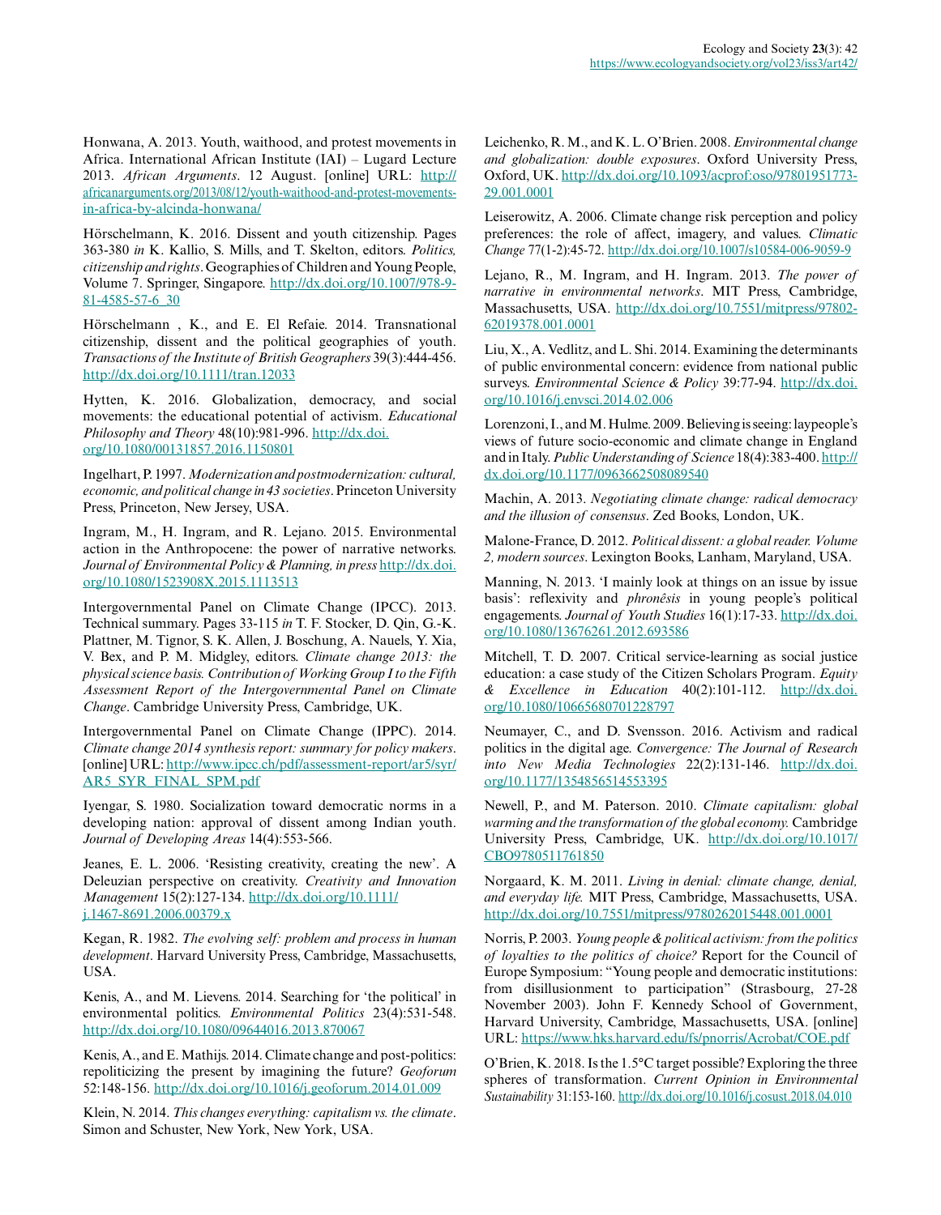Honwana, A. 2013. Youth, waithood, and protest movements in Africa. International African Institute (IAI) – Lugard Lecture 2013. *African Arguments*. 12 August. [online] URL: http://africanarguments.org/2013/08/12/youth-waithood-and-protest-movements-in-africa-by-alcinda-honwana/

Hörschelmann, K. 2016. Dissent and youth citizenship. Pages 363-380 *in* K. Kallio, S. Mills, and T. Skelton, editors. *Politics, citizenship and rights*. Geographies of Children and Young People, Volume 7. Springer, Singapore. http://dx.doi.org/10.1007/978-981-4585-57-6_30

Hörschelmann , K., and E. El Refaie. 2014. Transnational citizenship, dissent and the political geographies of youth. *Transactions of the Institute of British Geographers* 39(3):444-456. http://dx.doi.org/10.1111/tran.12033

Hytten, K. 2016. Globalization, democracy, and social movements: the educational potential of activism. *Educational Philosophy and Theory* 48(10):981-996. http://dx.doi.org/10.1080/00131857.2016.1150801

Ingelhart, P. 1997. *Modernization and postmodernization: cultural, economic, and political change in 43 societies*. Princeton University Press, Princeton, New Jersey, USA.

Ingram, M., H. Ingram, and R. Lejano. 2015. Environmental action in the Anthropocene: the power of narrative networks. *Journal of Environmental Policy & Planning, in press* http://dx.doi.org/10.1080/1523908X.2015.1113513

Intergovernmental Panel on Climate Change (IPCC). 2013. Technical summary. Pages 33-115 *in* T. F. Stocker, D. Qin, G.-K. Plattner, M. Tignor, S. K. Allen, J. Boschung, A. Nauels, Y. Xia, V. Bex, and P. M. Midgley, editors. *Climate change 2013: the physical science basis. Contribution of Working Group I to the Fifth Assessment Report of the Intergovernmental Panel on Climate Change*. Cambridge University Press, Cambridge, UK.

Intergovernmental Panel on Climate Change (IPPC). 2014. *Climate change 2014 synthesis report: summary for policy makers*. [online] URL: http://www.ipcc.ch/pdf/assessment-report/ar5/syr/AR5_SYR_FINAL_SPM.pdf

Iyengar, S. 1980. Socialization toward democratic norms in a developing nation: approval of dissent among Indian youth. *Journal of Developing Areas* 14(4):553-566.

Jeanes, E. L. 2006. 'Resisting creativity, creating the new'. A Deleuzian perspective on creativity. *Creativity and Innovation Management* 15(2):127-134. http://dx.doi.org/10.1111/j.1467-8691.2006.00379.x

Kegan, R. 1982. *The evolving self: problem and process in human development*. Harvard University Press, Cambridge, Massachusetts, USA.

Kenis, A., and M. Lievens. 2014. Searching for 'the political' in environmental politics. *Environmental Politics* 23(4):531-548. http://dx.doi.org/10.1080/09644016.2013.870067

Kenis, A., and E. Mathijs. 2014. Climate change and post-politics: repoliticizing the present by imagining the future? *Geoforum* 52:148-156. http://dx.doi.org/10.1016/j.geoforum.2014.01.009

Klein, N. 2014. *This changes everything: capitalism vs. the climate*. Simon and Schuster, New York, New York, USA.

Leichenko, R. M., and K. L. O'Brien. 2008. *Environmental change and globalization: double exposures*. Oxford University Press, Oxford, UK. http://dx.doi.org/10.1093/acprof:oso/9780195177329.001.0001

Leiserowitz, A. 2006. Climate change risk perception and policy preferences: the role of affect, imagery, and values. *Climatic Change* 77(1-2):45-72. http://dx.doi.org/10.1007/s10584-006-9059-9

Lejano, R., M. Ingram, and H. Ingram. 2013. *The power of narrative in environmental networks*. MIT Press, Cambridge, Massachusetts, USA. http://dx.doi.org/10.7551/mitpress/9780262019378.001.0001

Liu, X., A. Vedlitz, and L. Shi. 2014. Examining the determinants of public environmental concern: evidence from national public surveys. *Environmental Science & Policy* 39:77-94. http://dx.doi.org/10.1016/j.envsci.2014.02.006

Lorenzoni, I., and M. Hulme. 2009. Believing is seeing: laypeople's views of future socio-economic and climate change in England and in Italy. *Public Understanding of Science* 18(4):383-400. http://dx.doi.org/10.1177/0963662508089540

Machin, A. 2013. *Negotiating climate change: radical democracy and the illusion of consensus*. Zed Books, London, UK.

Malone-France, D. 2012. *Political dissent: a global reader. Volume 2, modern sources*. Lexington Books, Lanham, Maryland, USA.

Manning, N. 2013. 'I mainly look at things on an issue by issue basis': reflexivity and *phronêsis* in young people's political engagements. *Journal of Youth Studies* 16(1):17-33. http://dx.doi.org/10.1080/13676261.2012.693586

Mitchell, T. D. 2007. Critical service-learning as social justice education: a case study of the Citizen Scholars Program. *Equity & Excellence in Education* 40(2):101-112. http://dx.doi.org/10.1080/10665680701228797

Neumayer, C., and D. Svensson. 2016. Activism and radical politics in the digital age. *Convergence: The Journal of Research into New Media Technologies* 22(2):131-146. http://dx.doi.org/10.1177/1354856514553395

Newell, P., and M. Paterson. 2010. *Climate capitalism: global warming and the transformation of the global economy.* Cambridge University Press, Cambridge, UK. http://dx.doi.org/10.1017/CBO9780511761850

Norgaard, K. M. 2011. *Living in denial: climate change, denial, and everyday life.* MIT Press, Cambridge, Massachusetts, USA. http://dx.doi.org/10.7551/mitpress/9780262015448.001.0001

Norris, P. 2003. *Young people & political activism: from the politics of loyalties to the politics of choice?* Report for the Council of Europe Symposium: "Young people and democratic institutions: from disillusionment to participation" (Strasbourg, 27-28 November 2003). John F. Kennedy School of Government, Harvard University, Cambridge, Massachusetts, USA. [online] URL: https://www.hks.harvard.edu/fs/pnorris/Acrobat/COE.pdf

O'Brien, K. 2018. Is the 1.5°C target possible? Exploring the three spheres of transformation. *Current Opinion in Environmental Sustainability* 31:153-160. http://dx.doi.org/10.1016/j.cosust.2018.04.010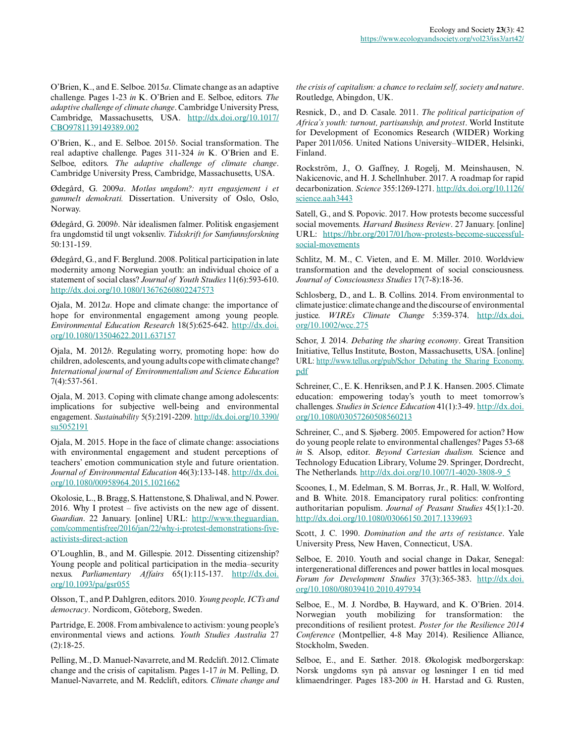O'Brien, K., and E. Selboe. 2015*a*. Climate change as an adaptive challenge. Pages 1-23 *in* K. O'Brien and E. Selboe, editors. *The adaptive challenge of climate change*. Cambridge University Press, Cambridge, Massachusetts, USA. http://dx.doi.org/10.1017/CBO9781139149389.002

O'Brien, K., and E. Selboe. 2015*b*. Social transformation. The real adaptive challenge. Pages 311-324 *in* K. O'Brien and E. Selboe, editors. *The adaptive challenge of climate change*. Cambridge University Press, Cambridge, Massachusetts, USA.

Ødegård, G. 2009*a*. *Motløs ungdom?: nytt engasjement i et gammelt demokrati.* Dissertation. University of Oslo, Oslo, Norway.

Ødegård, G. 2009*b*. Når idealismen falmer. Politisk engasjement fra ungdomstid til ungt voksenliv. *Tidsskrift for Samfunnsforskning* 50:131-159.

Ødegård, G., and F. Berglund. 2008. Political participation in late modernity among Norwegian youth: an individual choice of a statement of social class? *Journal of Youth Studies* 11(6):593-610. http://dx.doi.org/10.1080/13676260802247573

Ojala, M. 2012*a*. Hope and climate change: the importance of hope for environmental engagement among young people. *Environmental Education Research* 18(5):625-642. http://dx.doi.org/10.1080/13504622.2011.637157

Ojala, M. 2012*b*. Regulating worry, promoting hope: how do children, adolescents, and young adults cope with climate change? *International journal of Environmentalism and Science Education* 7(4):537-561.

Ojala, M. 2013. Coping with climate change among adolescents: implications for subjective well-being and environmental engagement. *Sustainability* 5(5):2191-2209. http://dx.doi.org/10.3390/su5052191

Ojala, M. 2015. Hope in the face of climate change: associations with environmental engagement and student perceptions of teachers' emotion communication style and future orientation. *Journal of Environmental Education* 46(3):133-148. http://dx.doi.org/10.1080/00958964.2015.1021662

Okolosie, L., B. Bragg, S. Hattenstone, S. Dhaliwal, and N. Power. 2016. Why I protest – five activists on the new age of dissent. *Guardian*. 22 January. [online] URL: http://www.theguardian.com/commentisfree/2016/jan/22/why-i-protest-demonstrations-five-activists-direct-action

O'Loughlin, B., and M. Gillespie. 2012. Dissenting citizenship? Young people and political participation in the media–security nexus. *Parliamentary Affairs* 65(1):115-137. http://dx.doi.org/10.1093/pa/gsr055

Olsson, T., and P. Dahlgren, editors. 2010. *Young people, ICTs and democracy*. Nordicom, Göteborg, Sweden.

Partridge, E. 2008. From ambivalence to activism: young people's environmental views and actions. *Youth Studies Australia* 27(2):18-25.

Pelling, M., D. Manuel-Navarrete, and M. Redclift. 2012. Climate change and the crisis of capitalism. Pages 1-17 *in* M. Pelling, D. Manuel-Navarrete, and M. Redclift, editors. *Climate change and the crisis of capitalism: a chance to reclaim self, society and nature*. Routledge, Abingdon, UK.

Resnick, D., and D. Casale. 2011. *The political participation of Africa's youth: turnout, partisanship, and protest*. World Institute for Development of Economics Research (WIDER) Working Paper 2011/056. United Nations University–WIDER, Helsinki, Finland.

Rockström, J., O. Gaffney, J. Rogelj, M. Meinshausen, N. Nakicenovic, and H. J. Schellnhuber. 2017. A roadmap for rapid decarbonization. *Science* 355:1269-1271. http://dx.doi.org/10.1126/science.aah3443

Satell, G., and S. Popovic. 2017. How protests become successful social movements. *Harvard Business Review*. 27 January. [online] URL: https://hbr.org/2017/01/how-protests-become-successful-social-movements

Schlitz, M. M., C. Vieten, and E. M. Miller. 2010. Worldview transformation and the development of social consciousness. *Journal of Consciousness Studies* 17(7-8):18-36.

Schlosberg, D., and L. B. Collins. 2014. From environmental to climate justice: climate change and the discourse of environmental justice. *WIREs Climate Change* 5:359-374. http://dx.doi.org/10.1002/wcc.275

Schor, J. 2014. *Debating the sharing economy*. Great Transition Initiative, Tellus Institute, Boston, Massachusetts, USA. [online] URL: http://www.tellus.org/pub/Schor_Debating_the_Sharing_Economy.pdf

Schreiner, C., E. K. Henriksen, and P. J. K. Hansen. 2005. Climate education: empowering today's youth to meet tomorrow's challenges. *Studies in Science Education* 41(1):3-49. http://dx.doi.org/10.1080/03057260508560213

Schreiner, C., and S. Sjøberg. 2005. Empowered for action? How do young people relate to environmental challenges? Pages 53-68 *in* S. Alsop, editor. *Beyond Cartesian dualism.* Science and Technology Education Library, Volume 29. Springer, Dordrecht, The Netherlands. http://dx.doi.org/10.1007/1-4020-3808-9_5

Scoones, I., M. Edelman, S. M. Borras, Jr., R. Hall, W. Wolford, and B. White. 2018. Emancipatory rural politics: confronting authoritarian populism. *Journal of Peasant Studies* 45(1):1-20. http://dx.doi.org/10.1080/03066150.2017.1339693

Scott, J. C. 1990. *Domination and the arts of resistance*. Yale University Press, New Haven, Connecticut, USA.

Selboe, E. 2010. Youth and social change in Dakar, Senegal: intergenerational differences and power battles in local mosques. *Forum for Development Studies* 37(3):365-383. http://dx.doi.org/10.1080/08039410.2010.497934

Selboe, E., M. J. Nordbø, B. Hayward, and K. O'Brien. 2014. Norwegian youth mobilizing for transformation: the preconditions of resilient protest. *Poster for the Resilience 2014 Conference* (Montpellier, 4-8 May 2014). Resilience Alliance, Stockholm, Sweden.

Selboe, E., and E. Sæther. 2018. Økologisk medborgerskap: Norsk ungdoms syn på ansvar og løsninger I en tid med klimaendringer. Pages 183-200 *in* H. Harstad and G. Rusten,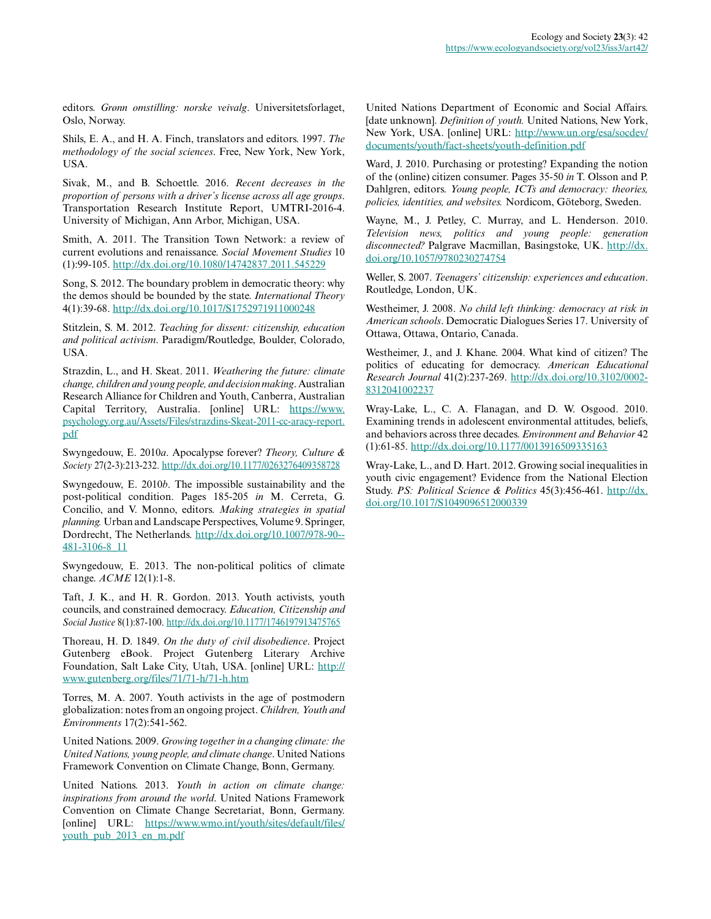editors. *Grønn omstilling: norske veivalg*. Universitetsforlaget, Oslo, Norway.

Shils, E. A., and H. A. Finch, translators and editors. 1997. *The methodology of the social sciences*. Free, New York, New York, USA.

Sivak, M., and B. Schoettle. 2016. *Recent decreases in the proportion of persons with a driver's license across all age groups*. Transportation Research Institute Report, UMTRI-2016-4. University of Michigan, Ann Arbor, Michigan, USA.

Smith, A. 2011. The Transition Town Network: a review of current evolutions and renaissance. *Social Movement Studies* 10 (1):99-105. http://dx.doi.org/10.1080/14742837.2011.545229

Song, S. 2012. The boundary problem in democratic theory: why the demos should be bounded by the state. *International Theory* 4(1):39-68. http://dx.doi.org/10.1017/S1752971911000248

Stitzlein, S. M. 2012. *Teaching for dissent: citizenship, education and political activism*. Paradigm/Routledge, Boulder, Colorado, USA.

Strazdin, L., and H. Skeat. 2011. *Weathering the future: climate change, children and young people, and decision making*. Australian Research Alliance for Children and Youth, Canberra, Australian Capital Territory, Australia. [online] URL: https://www.psychology.org.au/Assets/Files/strazdins-Skeat-2011-cc-aracy-report.pdf

Swyngedouw, E. 2010*a*. Apocalypse forever? *Theory, Culture & Society* 27(2-3):213-232. http://dx.doi.org/10.1177/0263276409358728

Swyngedouw, E. 2010*b*. The impossible sustainability and the post-political condition. Pages 185-205 *in* M. Cerreta, G. Concilio, and V. Monno, editors. *Making strategies in spatial planning.* Urban and Landscape Perspectives, Volume 9. Springer, Dordrecht, The Netherlands. http://dx.doi.org/10.1007/978-90--481-3106-8_11

Swyngedouw, E. 2013. The non-political politics of climate change. *ACME* 12(1):1-8.

Taft, J. K., and H. R. Gordon. 2013. Youth activists, youth councils, and constrained democracy. *Education, Citizenship and Social Justice* 8(1):87-100. http://dx.doi.org/10.1177/1746197913475765

Thoreau, H. D. 1849. *On the duty of civil disobedience*. Project Gutenberg eBook. Project Gutenberg Literary Archive Foundation, Salt Lake City, Utah, USA. [online] URL: http://www.gutenberg.org/files/71/71-h/71-h.htm

Torres, M. A. 2007. Youth activists in the age of postmodern globalization: notes from an ongoing project. *Children, Youth and Environments* 17(2):541-562.

United Nations. 2009. *Growing together in a changing climate: the United Nations, young people, and climate change*. United Nations Framework Convention on Climate Change, Bonn, Germany.

United Nations. 2013. *Youth in action on climate change: inspirations from around the world*. United Nations Framework Convention on Climate Change Secretariat, Bonn, Germany. [online] URL: https://www.wmo.int/youth/sites/default/files/youth_pub_2013_en_m.pdf

United Nations Department of Economic and Social Affairs. [date unknown]. *Definition of youth.* United Nations, New York, New York, USA. [online] URL: http://www.un.org/esa/socdev/documents/youth/fact-sheets/youth-definition.pdf

Ward, J. 2010. Purchasing or protesting? Expanding the notion of the (online) citizen consumer. Pages 35-50 *in* T. Olsson and P. Dahlgren, editors. *Young people, ICTs and democracy: theories, policies, identities, and websites.* Nordicom, Göteborg, Sweden.

Wayne, M., J. Petley, C. Murray, and L. Henderson. 2010. *Television news, politics and young people: generation disconnected?* Palgrave Macmillan, Basingstoke, UK. http://dx.doi.org/10.1057/9780230274754

Weller, S. 2007. *Teenagers' citizenship: experiences and education*. Routledge, London, UK.

Westheimer, J. 2008. *No child left thinking: democracy at risk in American schools*. Democratic Dialogues Series 17. University of Ottawa, Ottawa, Ontario, Canada.

Westheimer, J., and J. Khane. 2004. What kind of citizen? The politics of educating for democracy. *American Educational Research Journal* 41(2):237-269. http://dx.doi.org/10.3102/00028312041002237

Wray-Lake, L., C. A. Flanagan, and D. W. Osgood. 2010. Examining trends in adolescent environmental attitudes, beliefs, and behaviors across three decades. *Environment and Behavior* 42 (1):61-85. http://dx.doi.org/10.1177/0013916509335163

Wray-Lake, L., and D. Hart. 2012. Growing social inequalities in youth civic engagement? Evidence from the National Election Study. *PS: Political Science & Politics* 45(3):456-461. http://dx.doi.org/10.1017/S1049096512000339